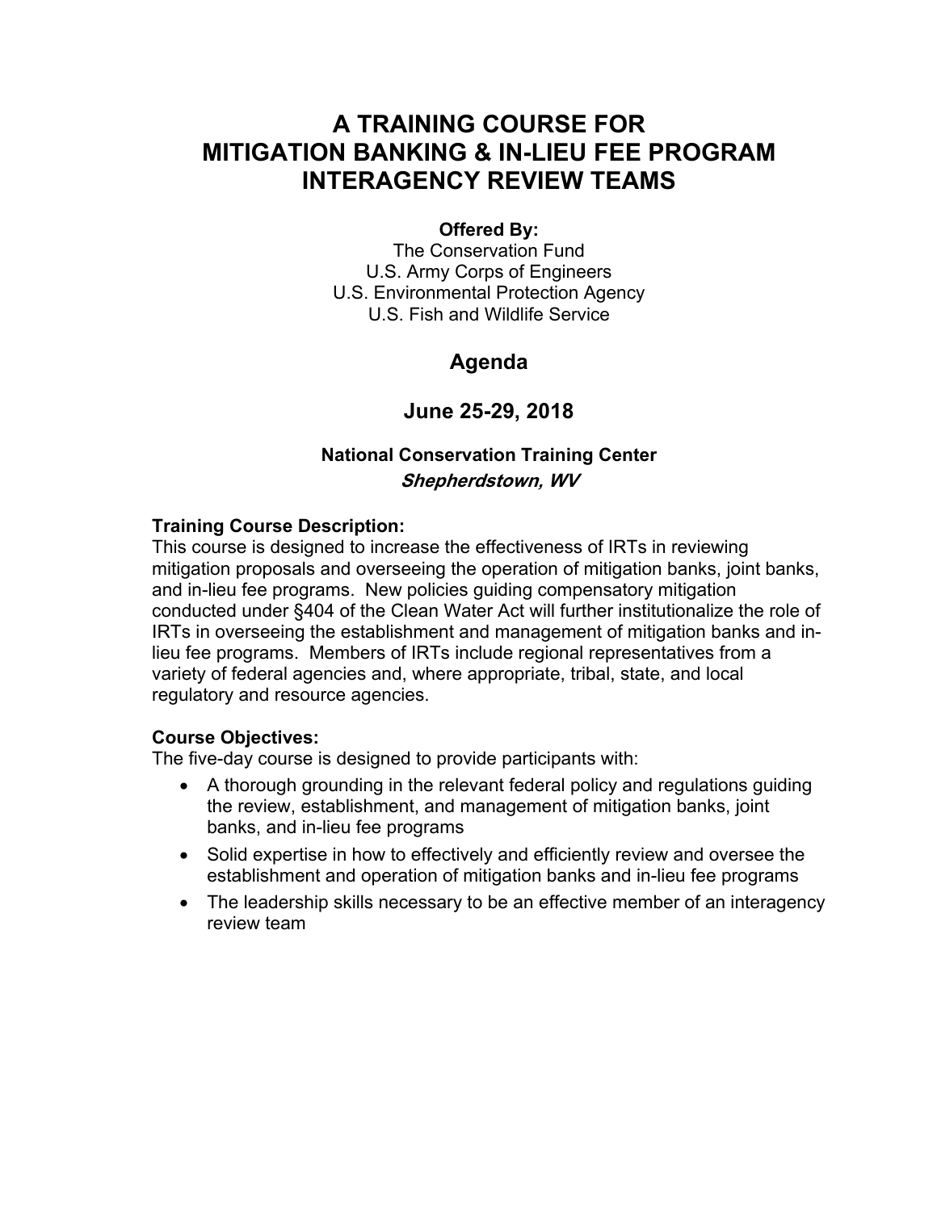# A TRAINING COURSE FOR MITIGATION BANKING & IN-LIEU FEE PROGRAM INTERAGENCY REVIEW TEAMS

**Offered By:**
The Conservation Fund
U.S. Army Corps of Engineers
U.S. Environmental Protection Agency
U.S. Fish and Wildlife Service

## Agenda

## June 25-29, 2018

**National Conservation Training Center**
***Shepherdstown, WV***

**Training Course Description:**
This course is designed to increase the effectiveness of IRTs in reviewing mitigation proposals and overseeing the operation of mitigation banks, joint banks, and in-lieu fee programs. New policies guiding compensatory mitigation conducted under §404 of the Clean Water Act will further institutionalize the role of IRTs in overseeing the establishment and management of mitigation banks and in-lieu fee programs. Members of IRTs include regional representatives from a variety of federal agencies and, where appropriate, tribal, state, and local regulatory and resource agencies.

**Course Objectives:**
The five-day course is designed to provide participants with:

- A thorough grounding in the relevant federal policy and regulations guiding the review, establishment, and management of mitigation banks, joint banks, and in-lieu fee programs
- Solid expertise in how to effectively and efficiently review and oversee the establishment and operation of mitigation banks and in-lieu fee programs
- The leadership skills necessary to be an effective member of an interagency review team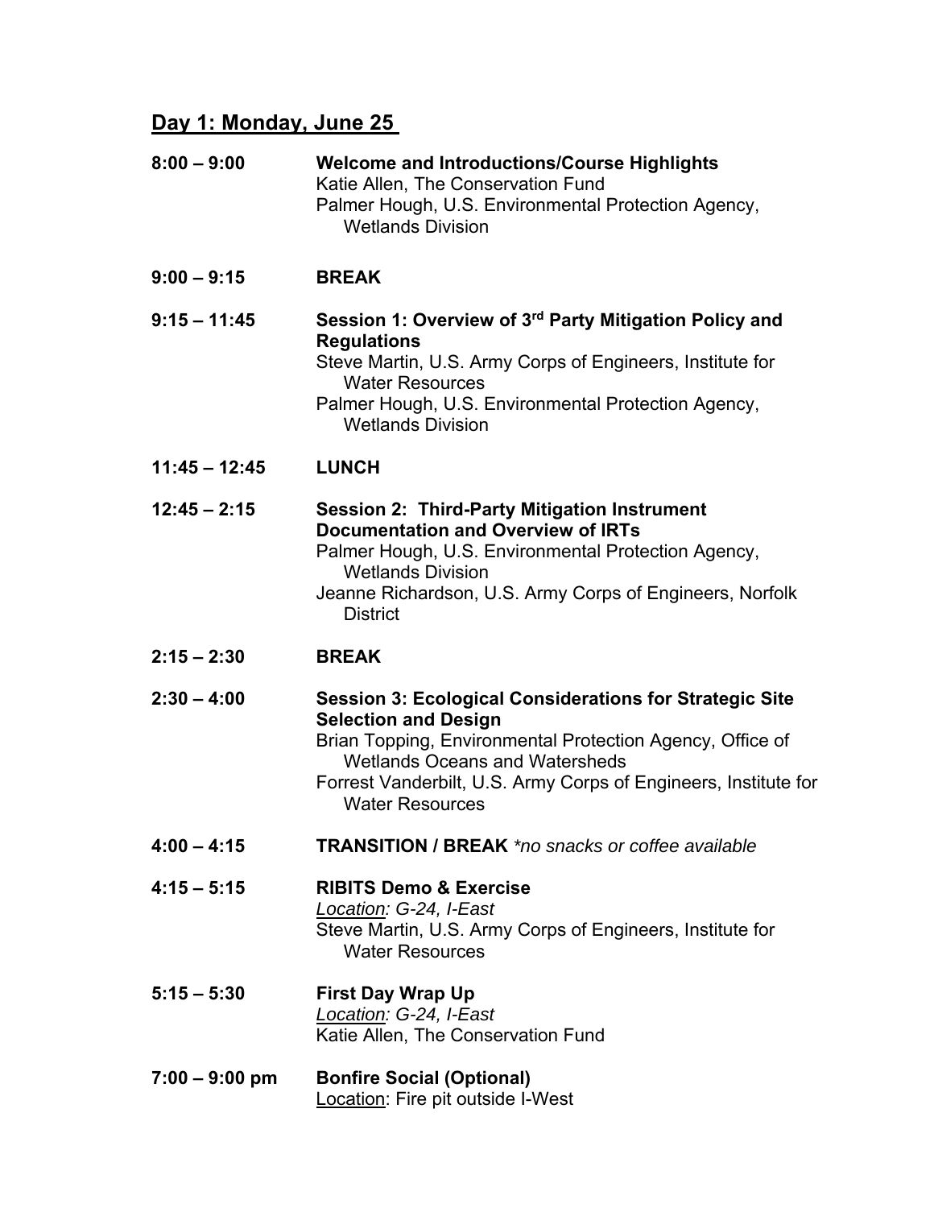## Day 1: Monday, June 25

**8:00 – 9:00** **Welcome and Introductions/Course Highlights**
Katie Allen, The Conservation Fund
Palmer Hough, U.S. Environmental Protection Agency, Wetlands Division

**9:00 – 9:15** **BREAK**

**9:15 – 11:45** **Session 1: Overview of 3rd Party Mitigation Policy and Regulations**
Steve Martin, U.S. Army Corps of Engineers, Institute for Water Resources
Palmer Hough, U.S. Environmental Protection Agency, Wetlands Division

**11:45 – 12:45** **LUNCH**

**12:45 – 2:15** **Session 2: Third-Party Mitigation Instrument Documentation and Overview of IRTs**
Palmer Hough, U.S. Environmental Protection Agency, Wetlands Division
Jeanne Richardson, U.S. Army Corps of Engineers, Norfolk District

**2:15 – 2:30** **BREAK**

**2:30 – 4:00** **Session 3: Ecological Considerations for Strategic Site Selection and Design**
Brian Topping, Environmental Protection Agency, Office of Wetlands Oceans and Watersheds
Forrest Vanderbilt, U.S. Army Corps of Engineers, Institute for Water Resources

**4:00 – 4:15** **TRANSITION / BREAK** *\*no snacks or coffee available*

**4:15 – 5:15** **RIBITS Demo & Exercise**
*Location: G-24, I-East*
Steve Martin, U.S. Army Corps of Engineers, Institute for Water Resources

**5:15 – 5:30** **First Day Wrap Up**
*Location: G-24, I-East*
Katie Allen, The Conservation Fund

**7:00 – 9:00 pm** **Bonfire Social (Optional)**
Location: Fire pit outside I-West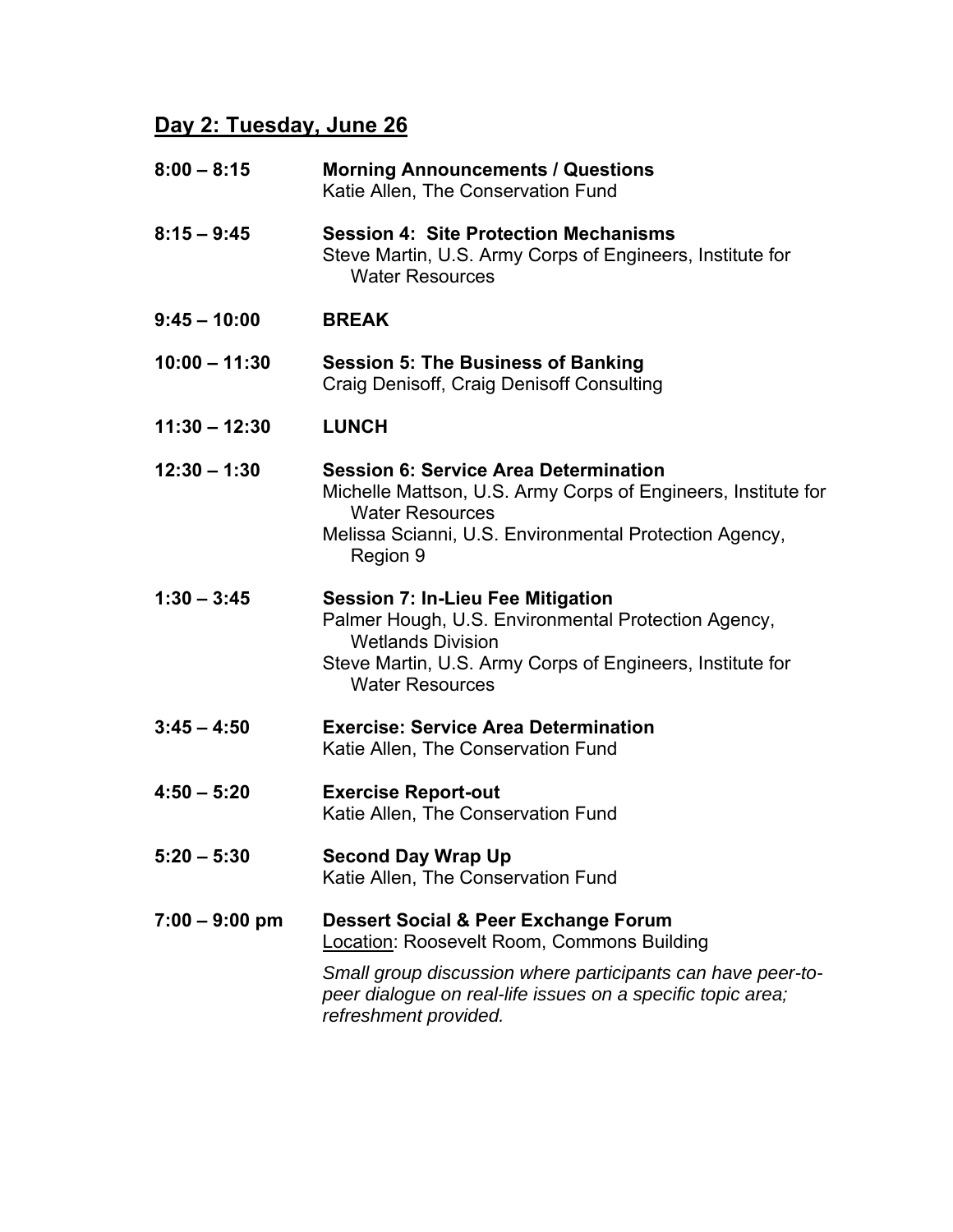## Day 2: Tuesday, June 26

| | |
|---|---|
| **8:00 – 8:15** | **Morning Announcements / Questions**<br>Katie Allen, The Conservation Fund |
| **8:15 – 9:45** | **Session 4: Site Protection Mechanisms**<br>Steve Martin, U.S. Army Corps of Engineers, Institute for Water Resources |
| **9:45 – 10:00** | **BREAK** |
| **10:00 – 11:30** | **Session 5: The Business of Banking**<br>Craig Denisoff, Craig Denisoff Consulting |
| **11:30 – 12:30** | **LUNCH** |
| **12:30 – 1:30** | **Session 6: Service Area Determination**<br>Michelle Mattson, U.S. Army Corps of Engineers, Institute for Water Resources<br>Melissa Scianni, U.S. Environmental Protection Agency, Region 9 |
| **1:30 – 3:45** | **Session 7: In-Lieu Fee Mitigation**<br>Palmer Hough, U.S. Environmental Protection Agency, Wetlands Division<br>Steve Martin, U.S. Army Corps of Engineers, Institute for Water Resources |
| **3:45 – 4:50** | **Exercise: Service Area Determination**<br>Katie Allen, The Conservation Fund |
| **4:50 – 5:20** | **Exercise Report-out**<br>Katie Allen, The Conservation Fund |
| **5:20 – 5:30** | **Second Day Wrap Up**<br>Katie Allen, The Conservation Fund |
| **7:00 – 9:00 pm** | **Dessert Social & Peer Exchange Forum**<br>Location: Roosevelt Room, Commons Building<br>*Small group discussion where participants can have peer-to-peer dialogue on real-life issues on a specific topic area; refreshment provided.* |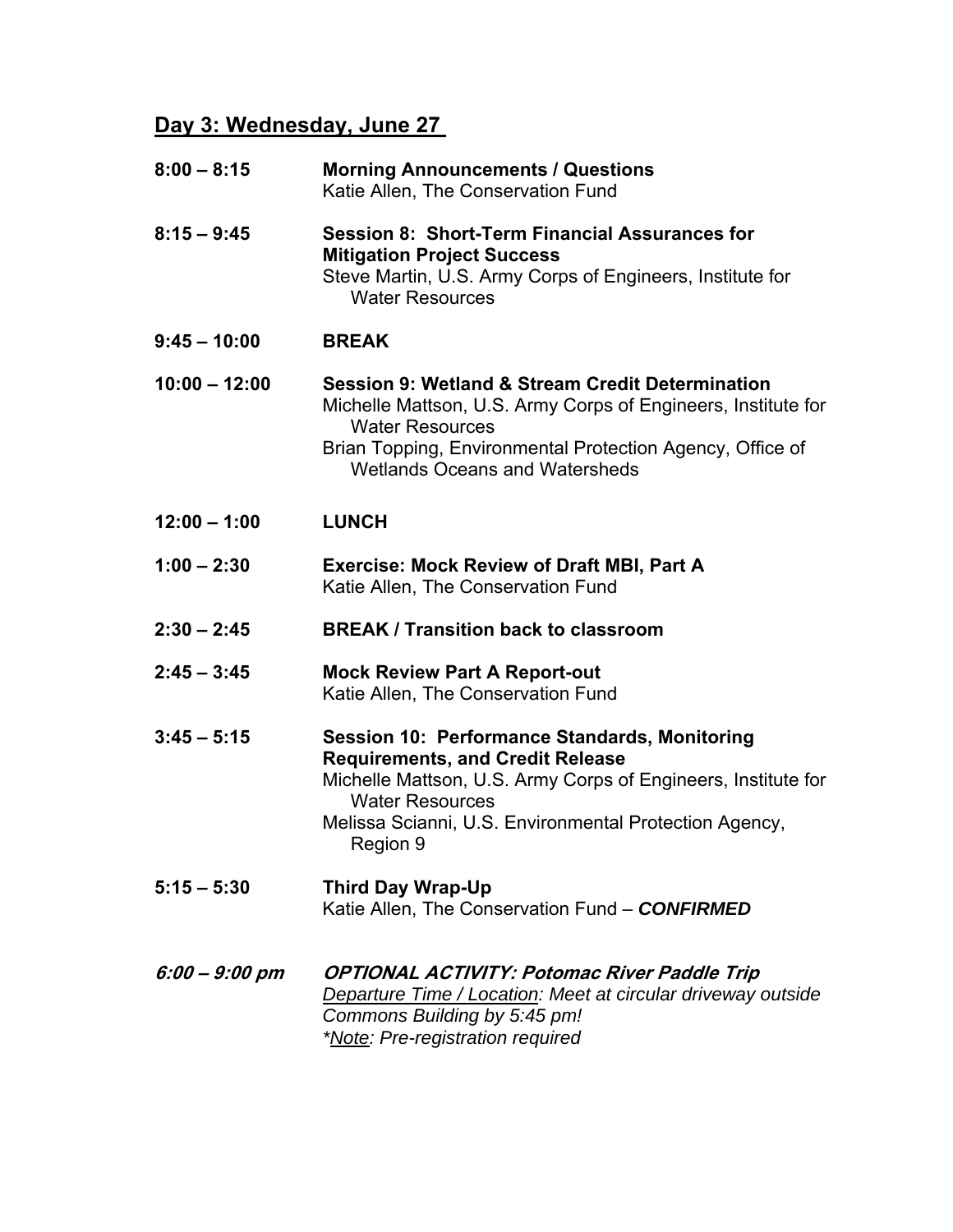## Day 3: Wednesday, June 27

**8:00 – 8:15** **Morning Announcements / Questions**
Katie Allen, The Conservation Fund

**8:15 – 9:45** **Session 8: Short-Term Financial Assurances for Mitigation Project Success**
Steve Martin, U.S. Army Corps of Engineers, Institute for Water Resources

**9:45 – 10:00** **BREAK**

**10:00 – 12:00** **Session 9: Wetland & Stream Credit Determination**
Michelle Mattson, U.S. Army Corps of Engineers, Institute for Water Resources
Brian Topping, Environmental Protection Agency, Office of Wetlands Oceans and Watersheds

**12:00 – 1:00** **LUNCH**

**1:00 – 2:30** **Exercise: Mock Review of Draft MBI, Part A**
Katie Allen, The Conservation Fund

**2:30 – 2:45** **BREAK / Transition back to classroom**

**2:45 – 3:45** **Mock Review Part A Report-out**
Katie Allen, The Conservation Fund

**3:45 – 5:15** **Session 10: Performance Standards, Monitoring Requirements, and Credit Release**
Michelle Mattson, U.S. Army Corps of Engineers, Institute for Water Resources
Melissa Scianni, U.S. Environmental Protection Agency, Region 9

**5:15 – 5:30** **Third Day Wrap-Up**
Katie Allen, The Conservation Fund – ***CONFIRMED***

***6:00 – 9:00 pm*** ***OPTIONAL ACTIVITY: Potomac River Paddle Trip***
*Departure Time / Location: Meet at circular driveway outside Commons Building by 5:45 pm!*
*\*Note: Pre-registration required*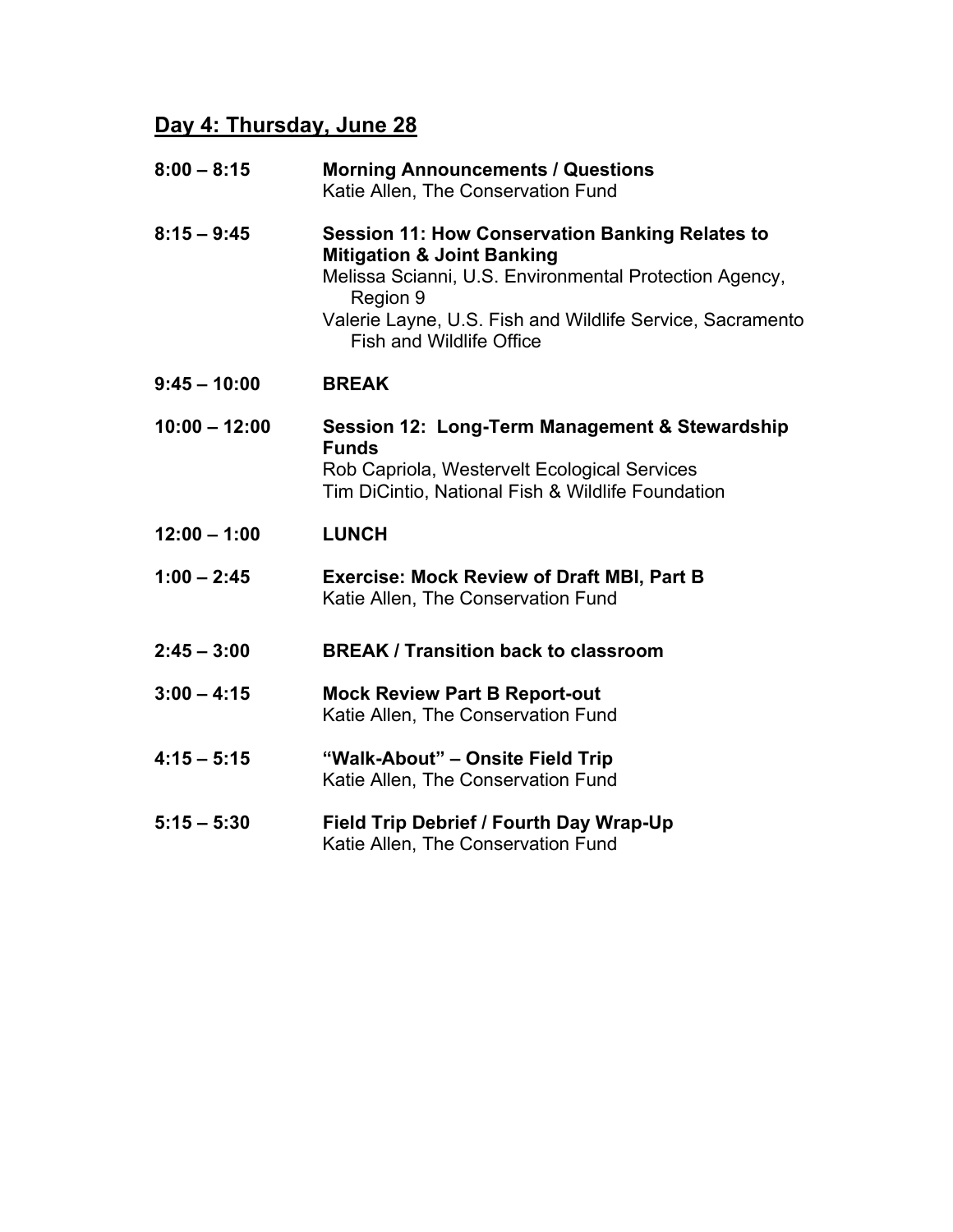## Day 4: Thursday, June 28

| | |
|---|---|
| **8:00 – 8:15** | **Morning Announcements / Questions**<br>Katie Allen, The Conservation Fund |
| **8:15 – 9:45** | **Session 11: How Conservation Banking Relates to Mitigation & Joint Banking**<br>Melissa Scianni, U.S. Environmental Protection Agency, Region 9<br>Valerie Layne, U.S. Fish and Wildlife Service, Sacramento Fish and Wildlife Office |
| **9:45 – 10:00** | **BREAK** |
| **10:00 – 12:00** | **Session 12: Long-Term Management & Stewardship Funds**<br>Rob Capriola, Westervelt Ecological Services<br>Tim DiCintio, National Fish & Wildlife Foundation |
| **12:00 – 1:00** | **LUNCH** |
| **1:00 – 2:45** | **Exercise: Mock Review of Draft MBI, Part B**<br>Katie Allen, The Conservation Fund |
| **2:45 – 3:00** | **BREAK / Transition back to classroom** |
| **3:00 – 4:15** | **Mock Review Part B Report-out**<br>Katie Allen, The Conservation Fund |
| **4:15 – 5:15** | **"Walk-About" – Onsite Field Trip**<br>Katie Allen, The Conservation Fund |
| **5:15 – 5:30** | **Field Trip Debrief / Fourth Day Wrap-Up**<br>Katie Allen, The Conservation Fund |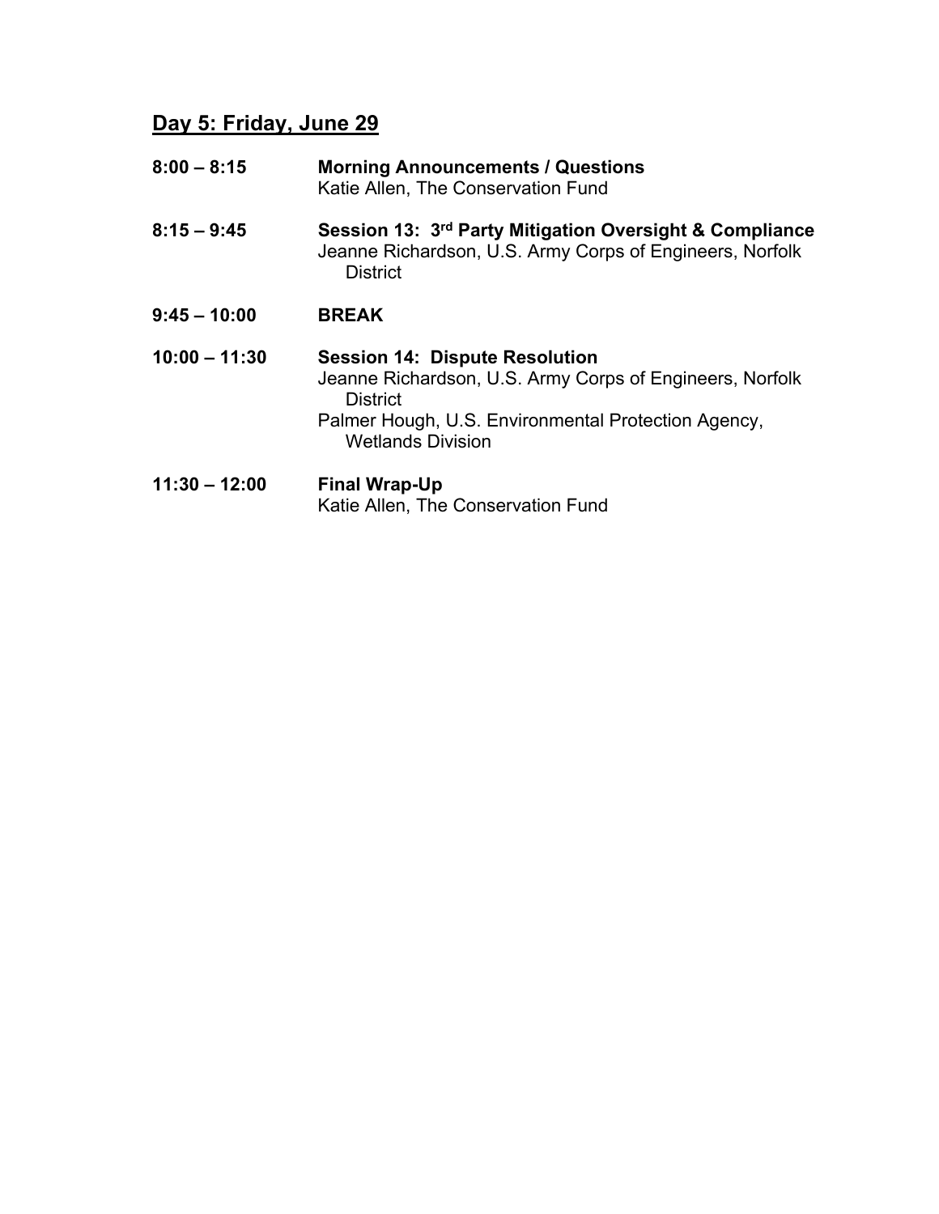## Day 5: Friday, June 29

**8:00 – 8:15** **Morning Announcements / Questions**
Katie Allen, The Conservation Fund

**8:15 – 9:45** **Session 13: 3rd Party Mitigation Oversight & Compliance**
Jeanne Richardson, U.S. Army Corps of Engineers, Norfolk District

**9:45 – 10:00** **BREAK**

**10:00 – 11:30** **Session 14: Dispute Resolution**
Jeanne Richardson, U.S. Army Corps of Engineers, Norfolk District
Palmer Hough, U.S. Environmental Protection Agency, Wetlands Division

**11:30 – 12:00** **Final Wrap-Up**
Katie Allen, The Conservation Fund